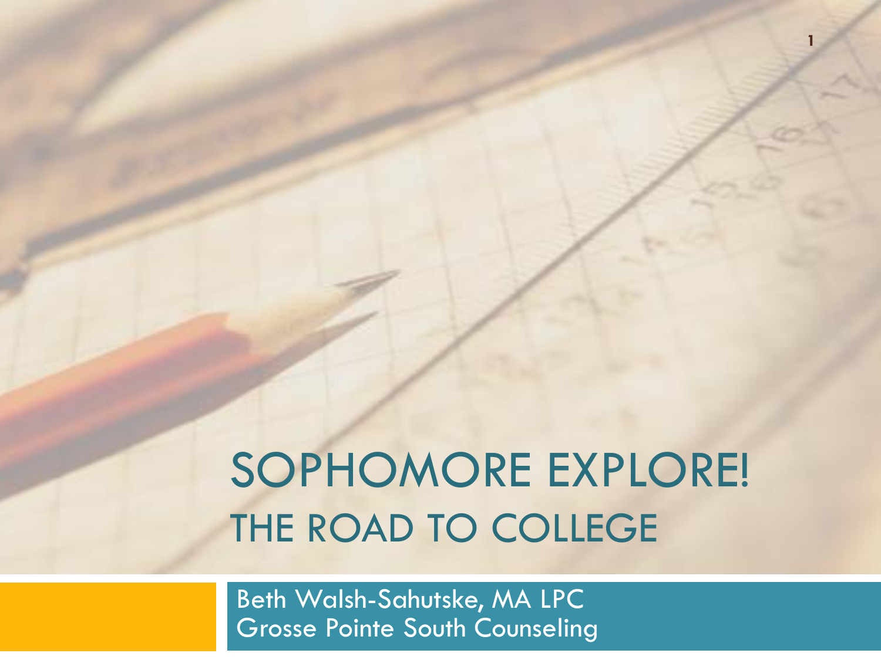# SOPHOMORE EXPLORE!

## THE ROAD TO COLLEGE

Beth Walsh-Sahutske, MA LPC
Grosse Pointe South Counseling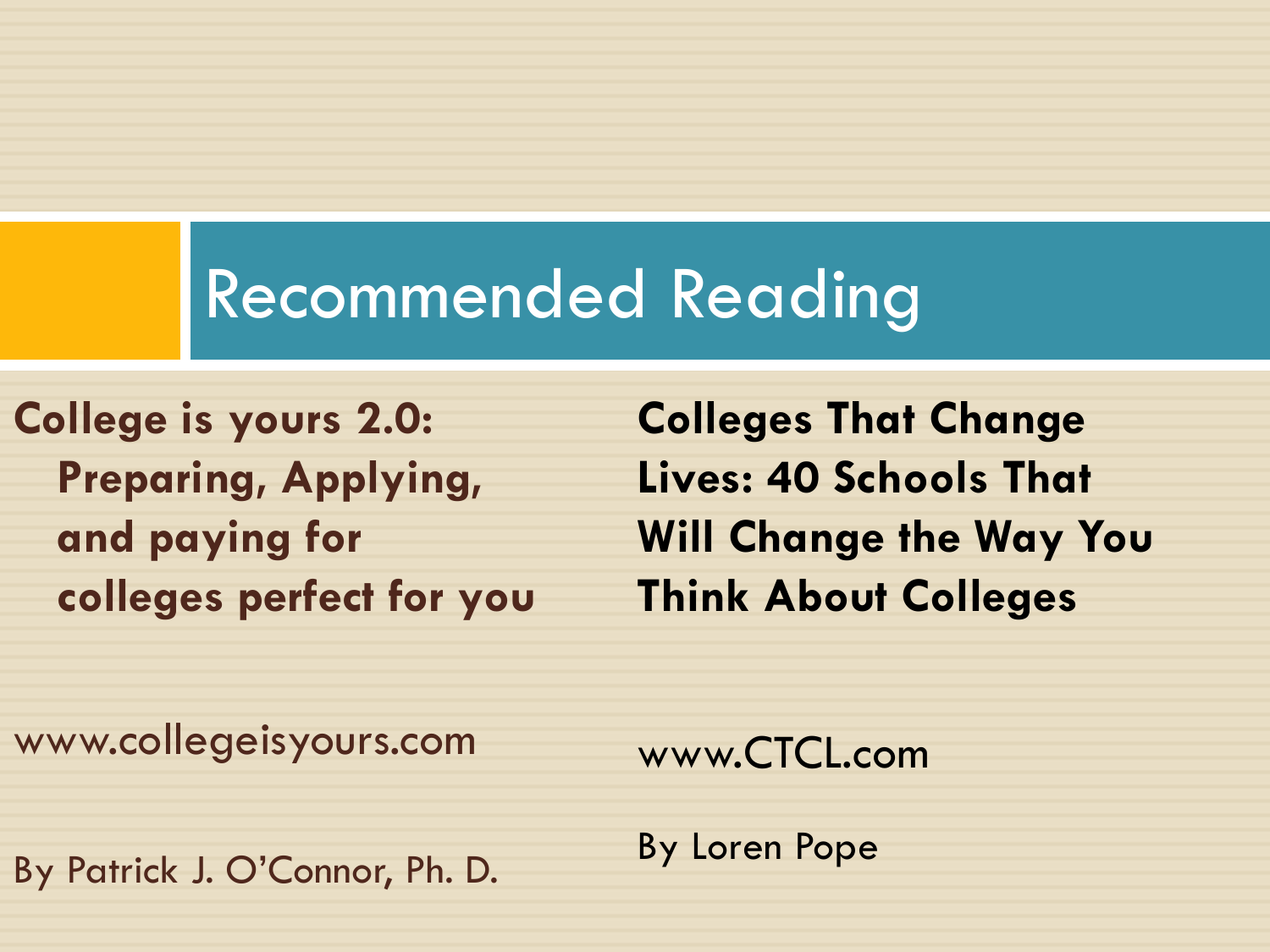# Recommended Reading

**College is yours 2.0: Preparing, Applying, and paying for colleges perfect for you**

www.collegeisyours.com

By Patrick J. O'Connor, Ph. D.

**Colleges That Change Lives: 40 Schools That Will Change the Way You Think About Colleges**

www.CTCL.com

By Loren Pope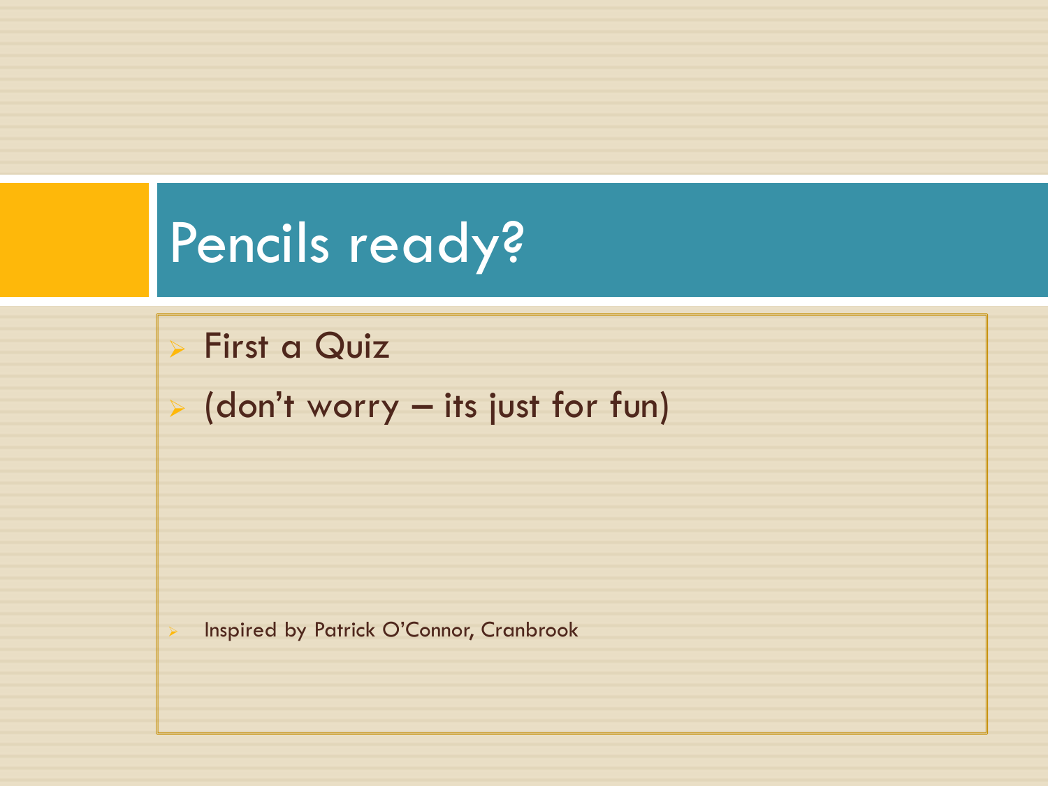# Pencils ready?

- First a Quiz
- (don't worry – its just for fun)

- Inspired by Patrick O'Connor, Cranbrook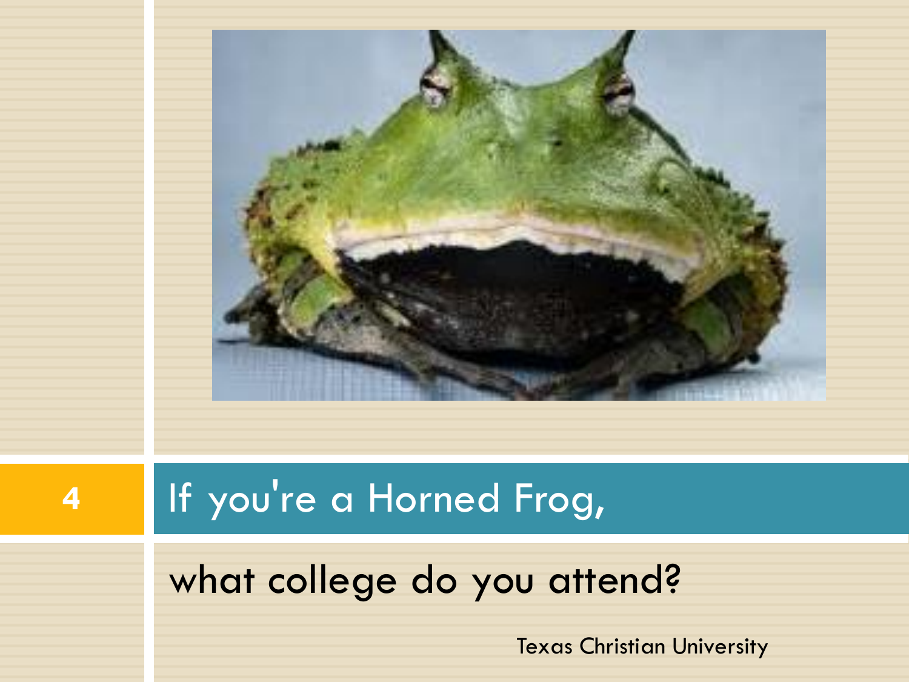## If you're a Horned Frog,

what college do you attend?

Texas Christian University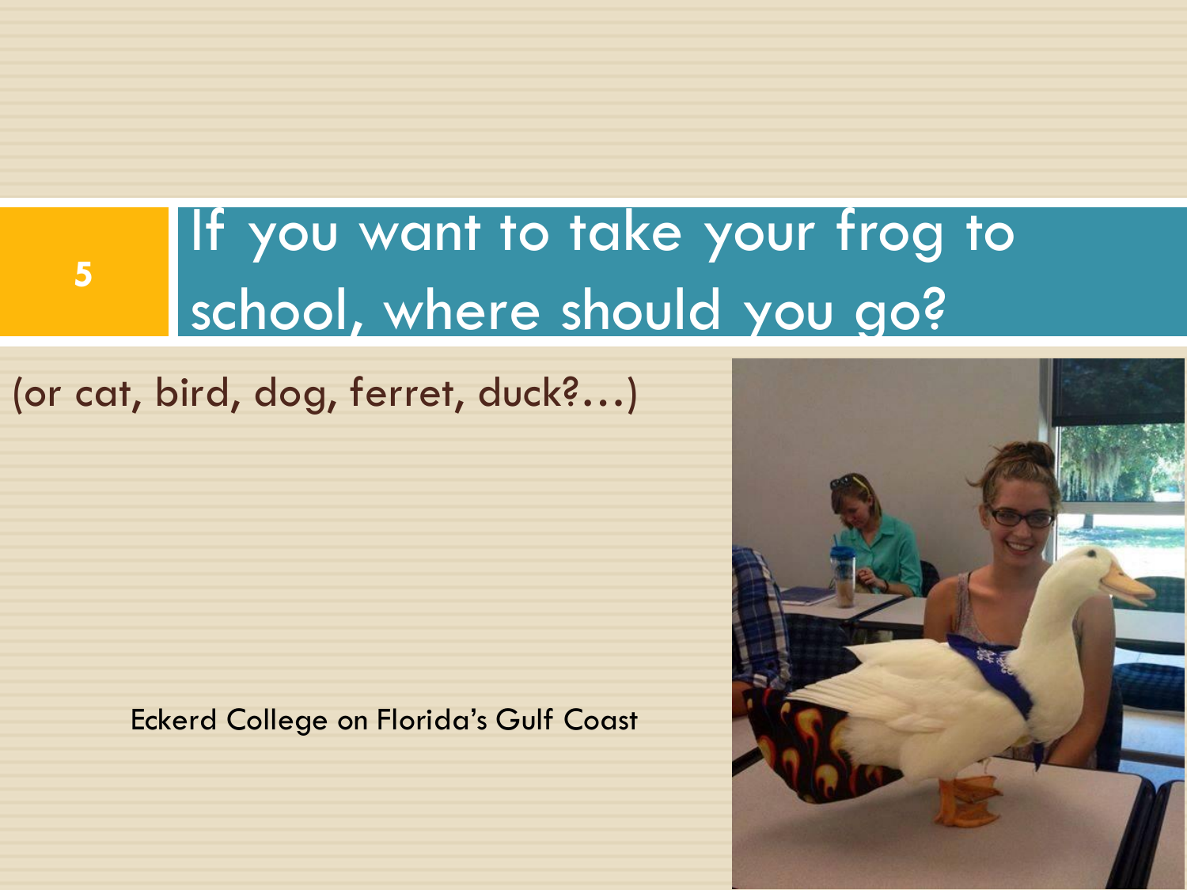# If you want to take your frog to school, where should you go?

(or cat, bird, dog, ferret, duck?…)

Eckerd College on Florida's Gulf Coast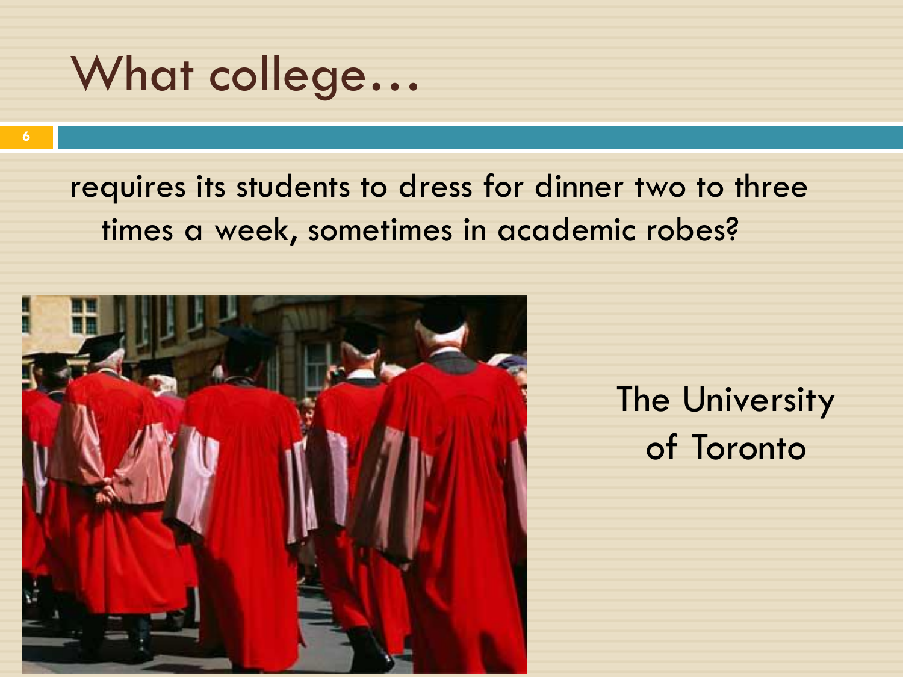# What college…

requires its students to dress for dinner two to three times a week, sometimes in academic robes?

The University of Toronto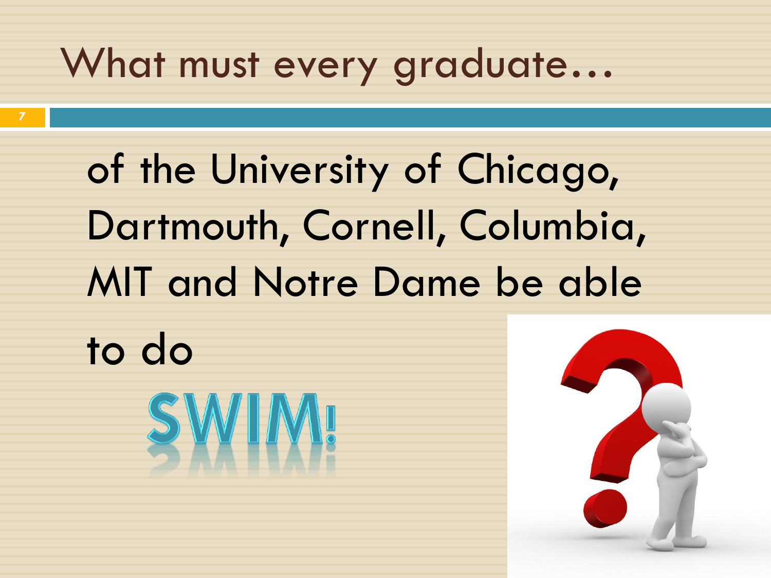# What must every graduate…

of the University of Chicago, Dartmouth, Cornell, Columbia, MIT and Notre Dame be able to do

**SWIM!**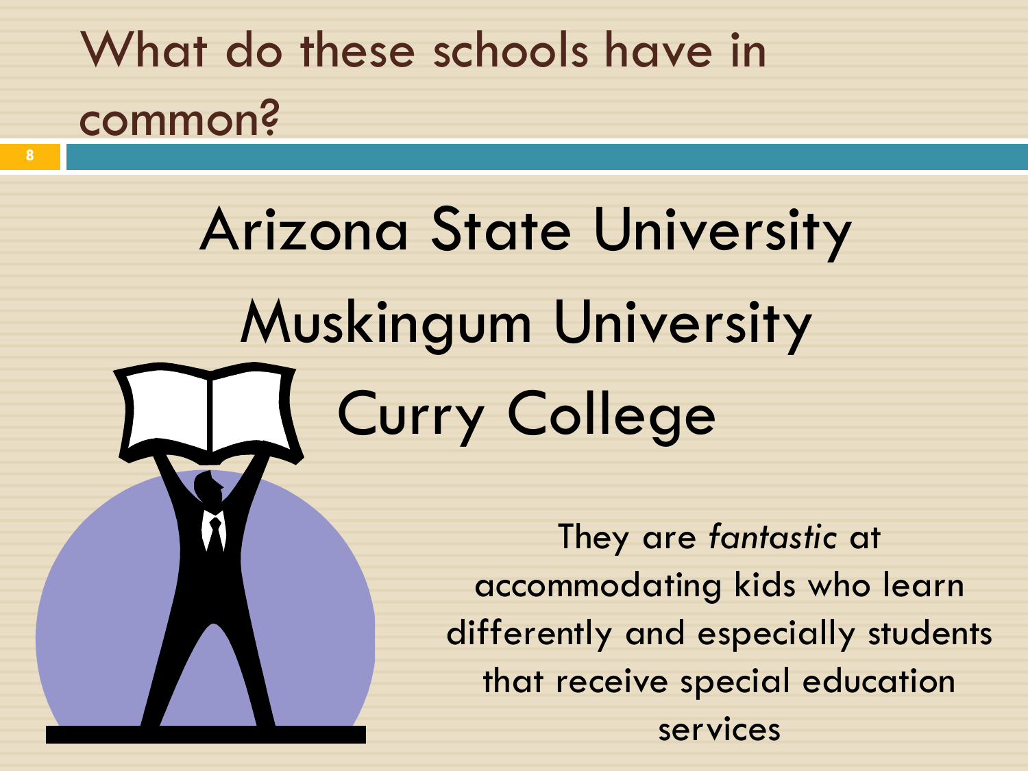# What do these schools have in common?

Arizona State University

Muskingum University

Curry College

They are *fantastic* at accommodating kids who learn differently and especially students that receive special education services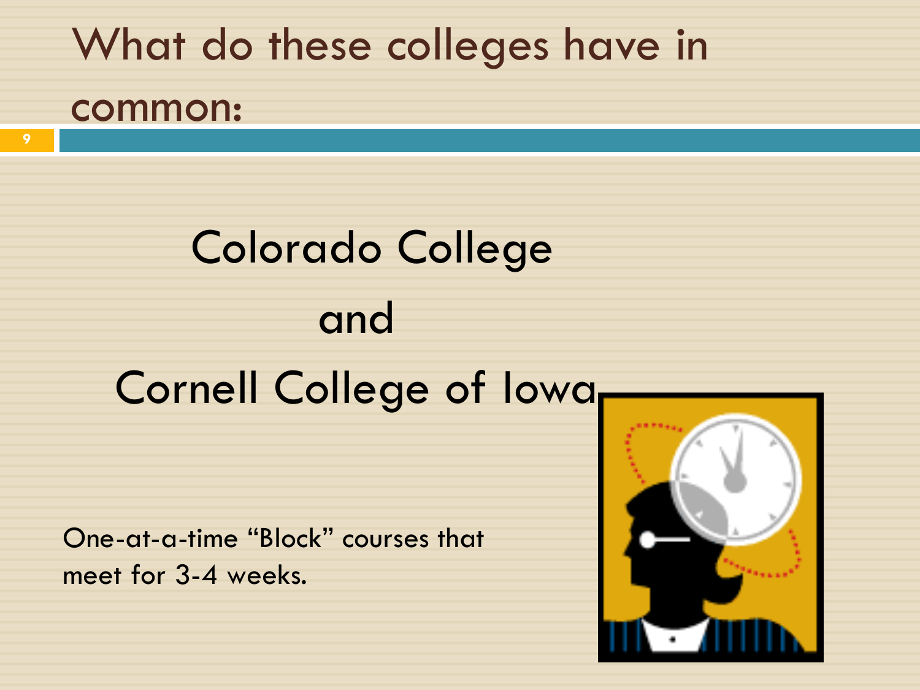# What do these colleges have in common:

Colorado College

and

Cornell College of Iowa

One-at-a-time "Block" courses that meet for 3-4 weeks.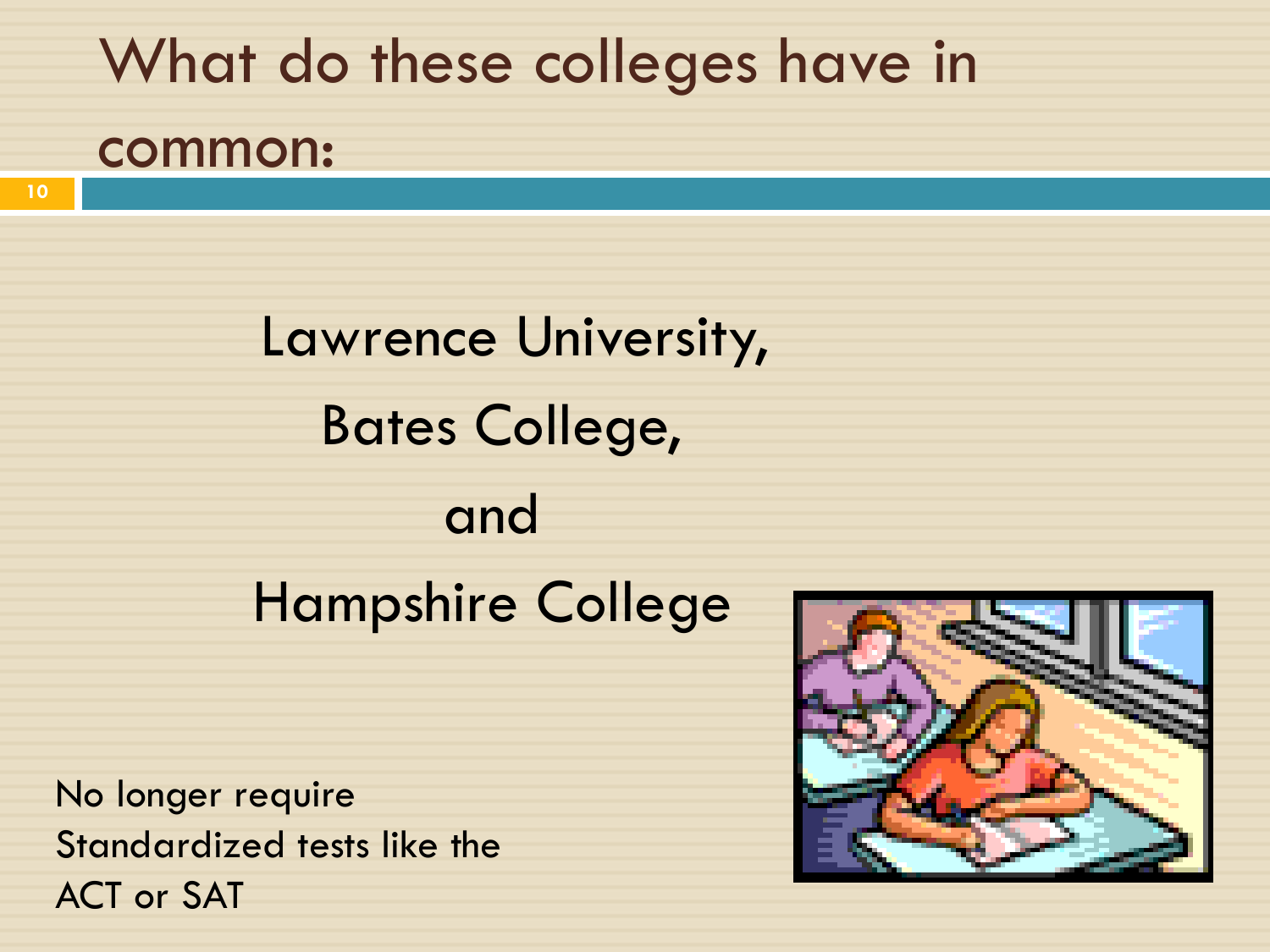# What do these colleges have in common:

Lawrence University,

Bates College,

and

Hampshire College

No longer require Standardized tests like the ACT or SAT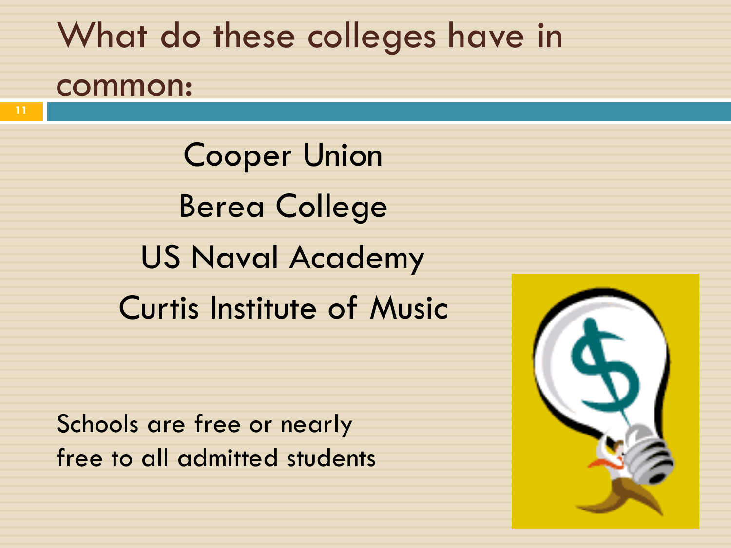# What do these colleges have in common:

Cooper Union

Berea College

US Naval Academy

Curtis Institute of Music

Schools are free or nearly free to all admitted students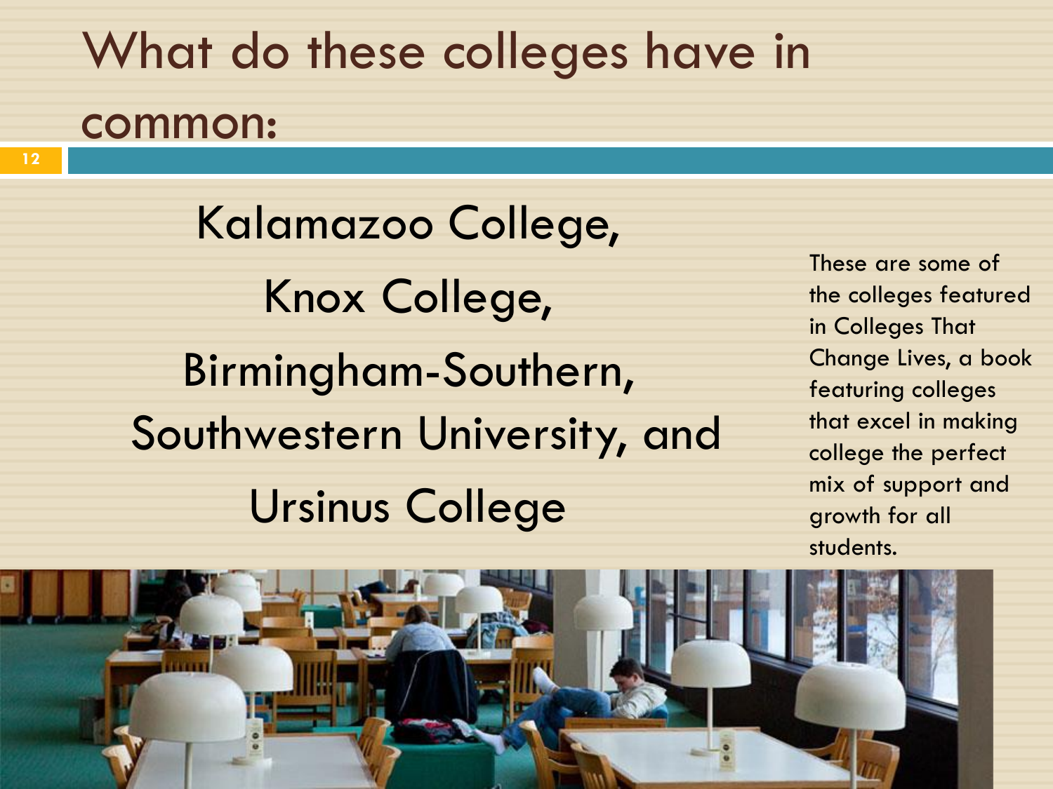# What do these colleges have in common:

Kalamazoo College,

Knox College,

Birmingham-Southern,

Southwestern University, and

Ursinus College

These are some of the colleges featured in Colleges That Change Lives, a book featuring colleges that excel in making college the perfect mix of support and growth for all students.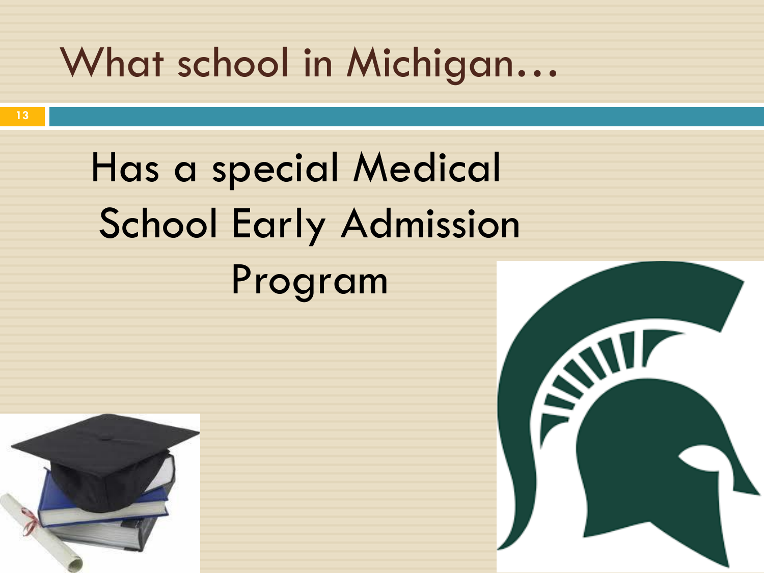# What school in Michigan…

Has a special Medical School Early Admission Program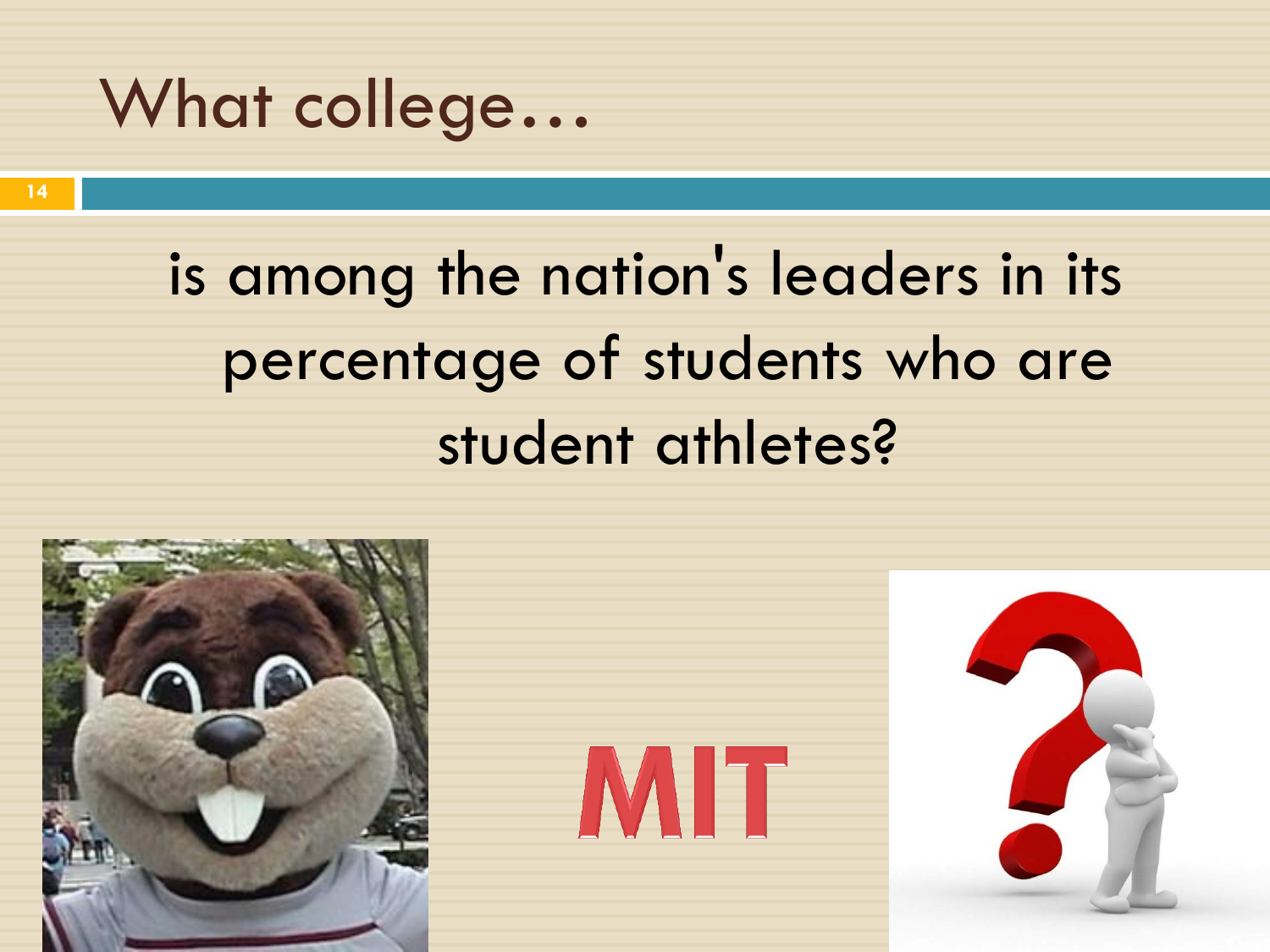# What college…

is among the nation's leaders in its percentage of students who are student athletes?

MIT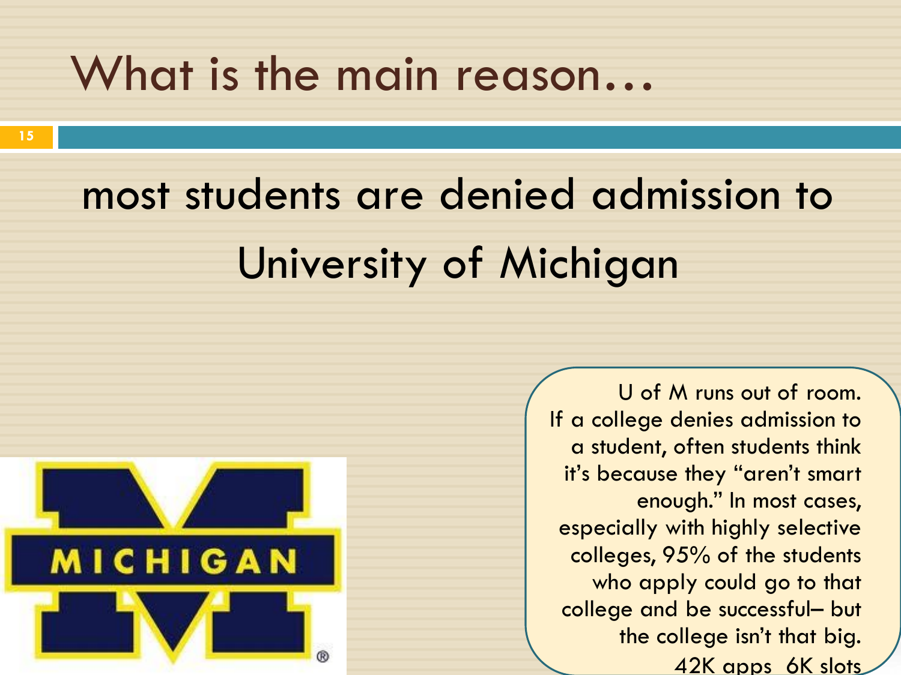# What is the main reason…

## most students are denied admission to University of Michigan

U of M runs out of room.
If a college denies admission to a student, often students think it's because they "aren't smart enough." In most cases, especially with highly selective colleges, 95% of the students who apply could go to that college and be successful– but the college isn't that big.
42K apps 6K slots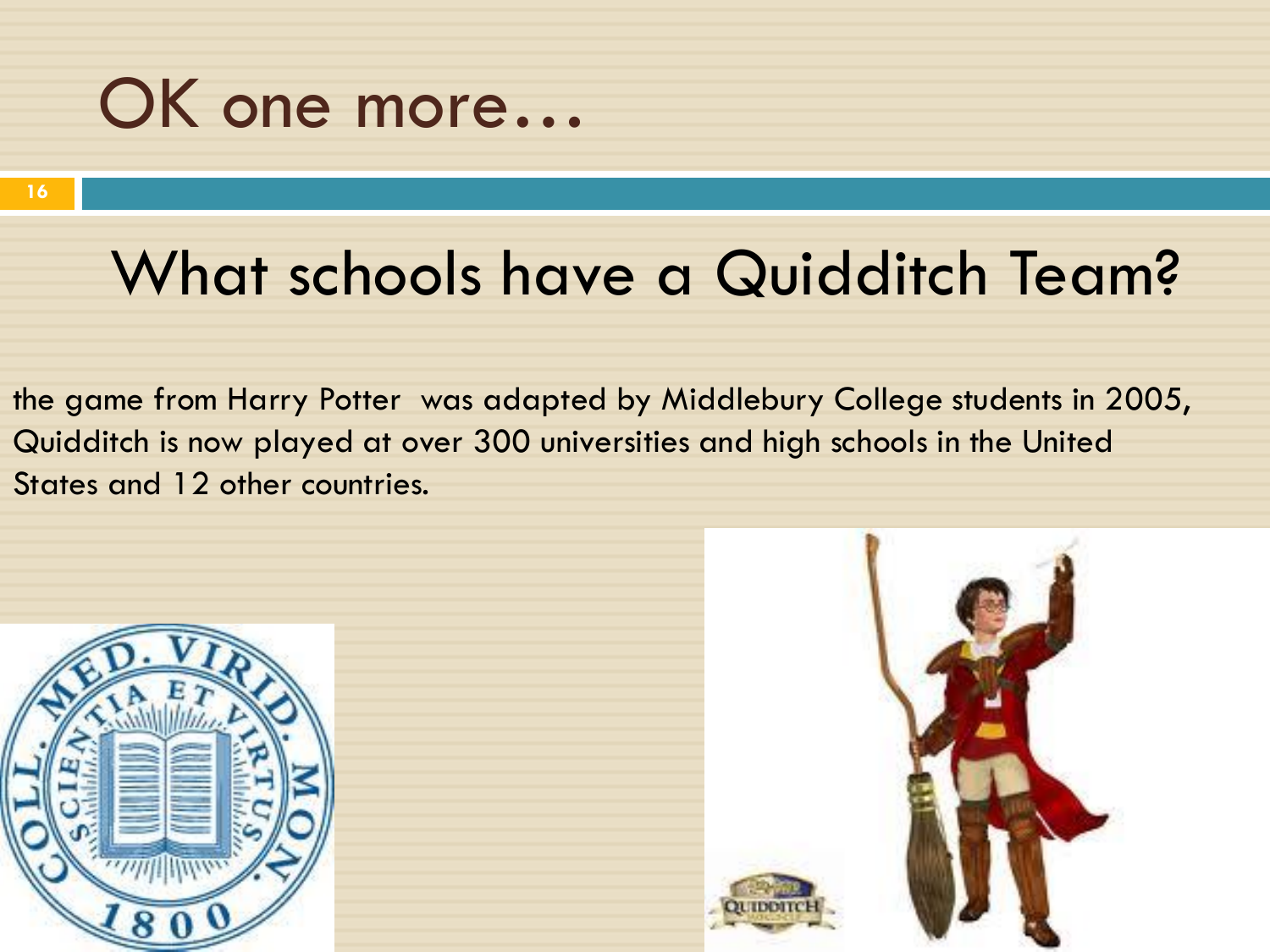# OK one more…

## What schools have a Quidditch Team?

the game from Harry Potter was adapted by Middlebury College students in 2005, Quidditch is now played at over 300 universities and high schools in the United States and 12 other countries.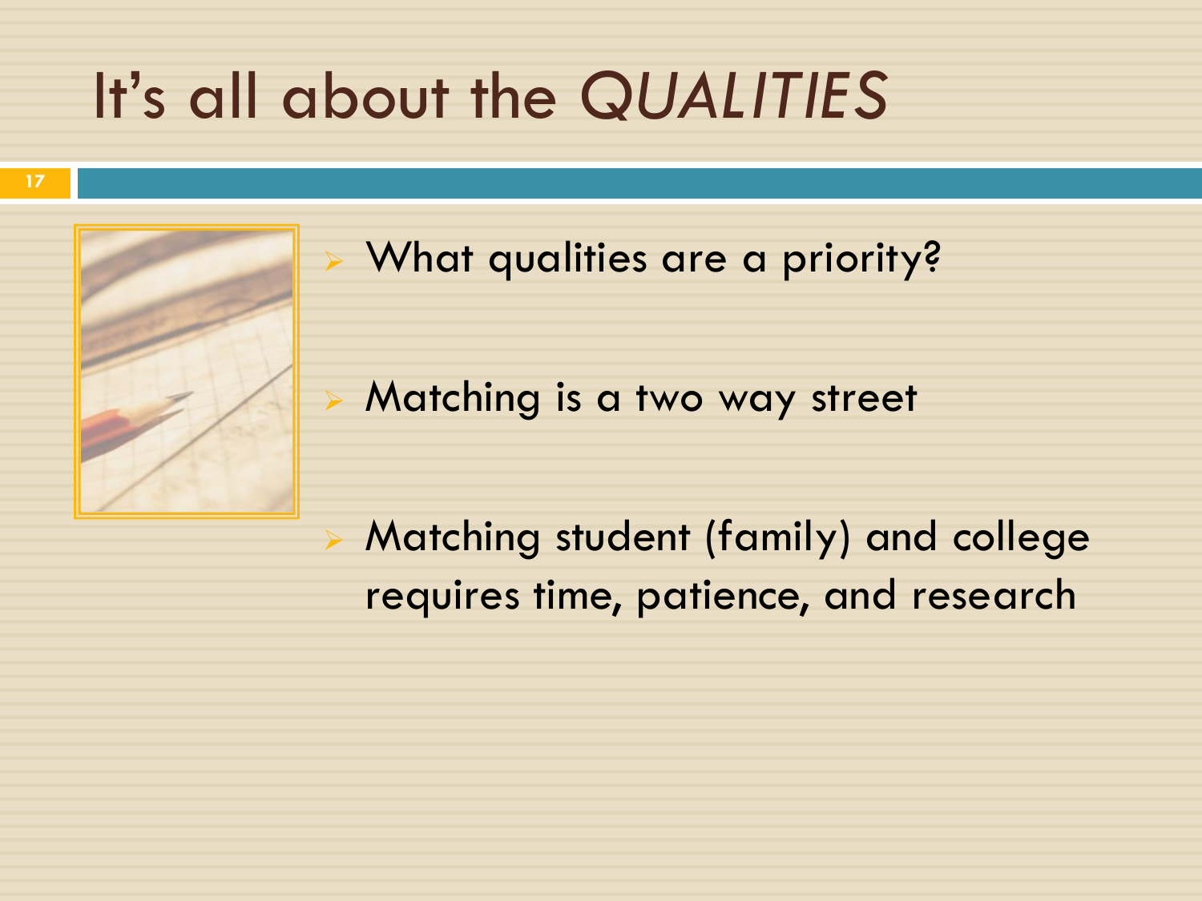# It's all about the *QUALITIES*

- What qualities are a priority?
- Matching is a two way street
- Matching student (family) and college requires time, patience, and research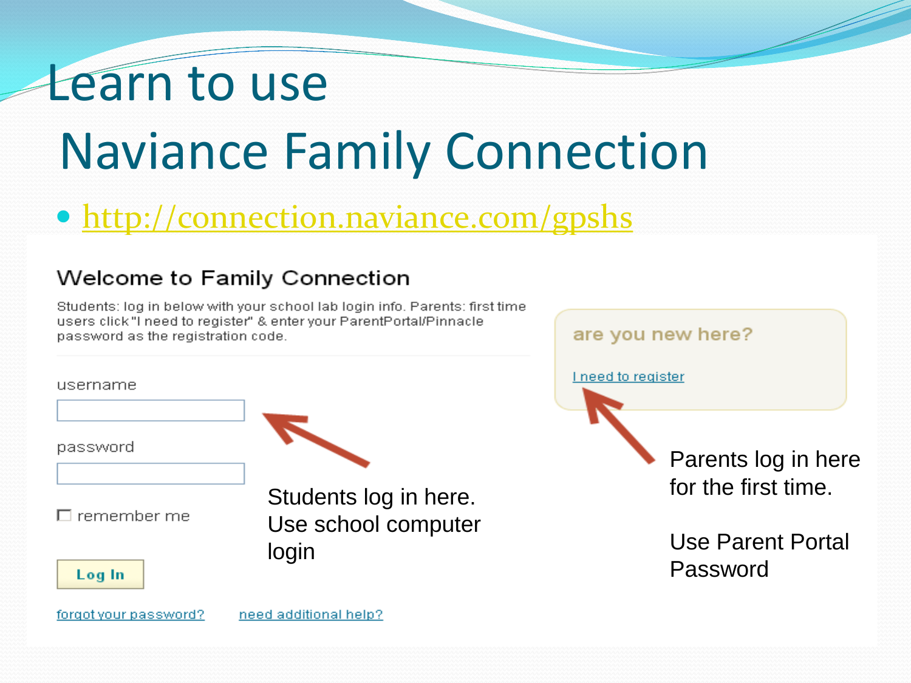# Learn to use Naviance Family Connection

- http://connection.naviance.com/gpshs

### Welcome to Family Connection

Students: log in below with your school lab login info. Parents: first time users click "I need to register" & enter your ParentPortal/Pinnacle password as the registration code.

username

password

remember me

Log In

forgot your password? need additional help?

Students log in here. Use school computer login

are you new here?

I need to register

Parents log in here for the first time.

Use Parent Portal Password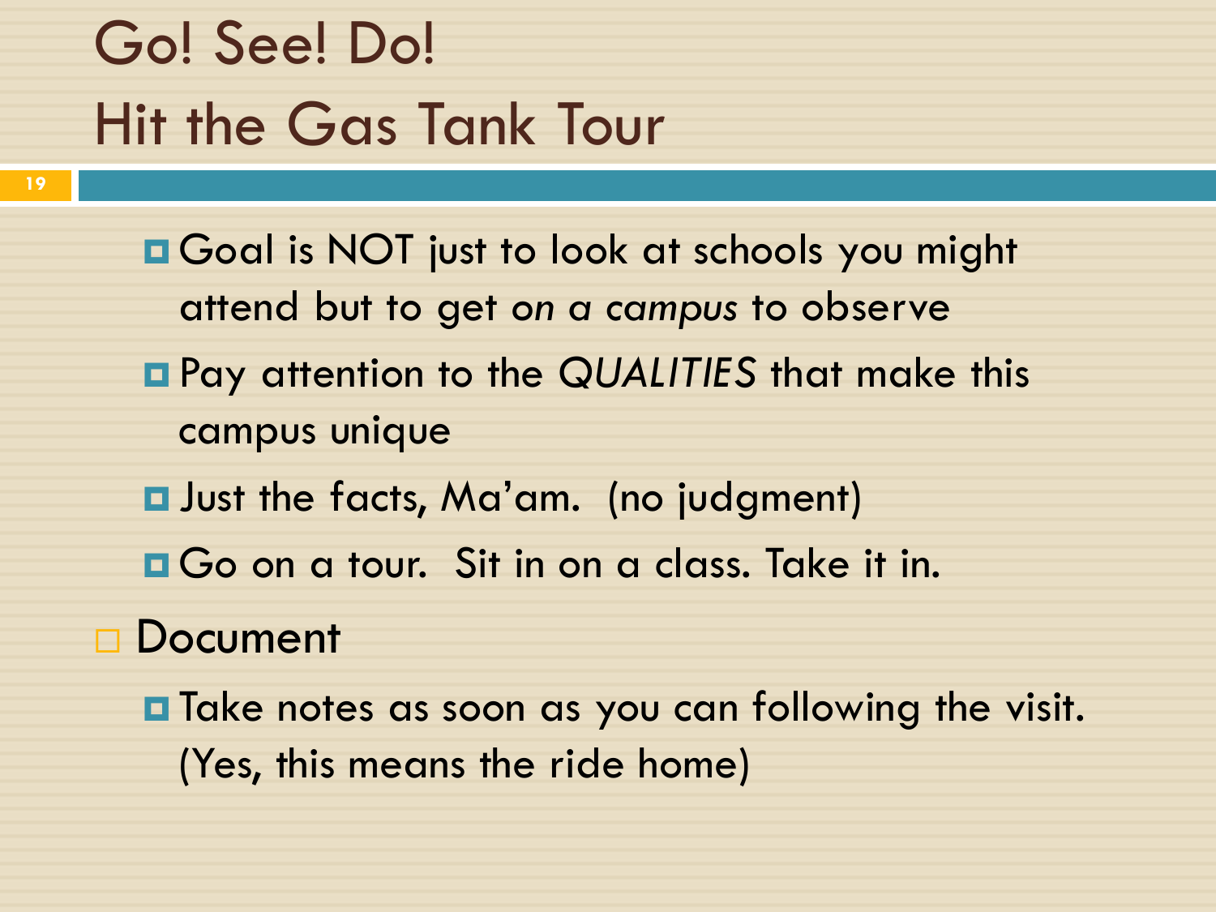# Go! See! Do!
# Hit the Gas Tank Tour

  - Goal is NOT just to look at schools you might attend but to get *on a campus* to observe
  - Pay attention to the *QUALITIES* that make this campus unique
  - Just the facts, Ma'am.  (no judgment)
  - Go on a tour.  Sit in on a class. Take it in.
- Document
  - Take notes as soon as you can following the visit. (Yes, this means the ride home)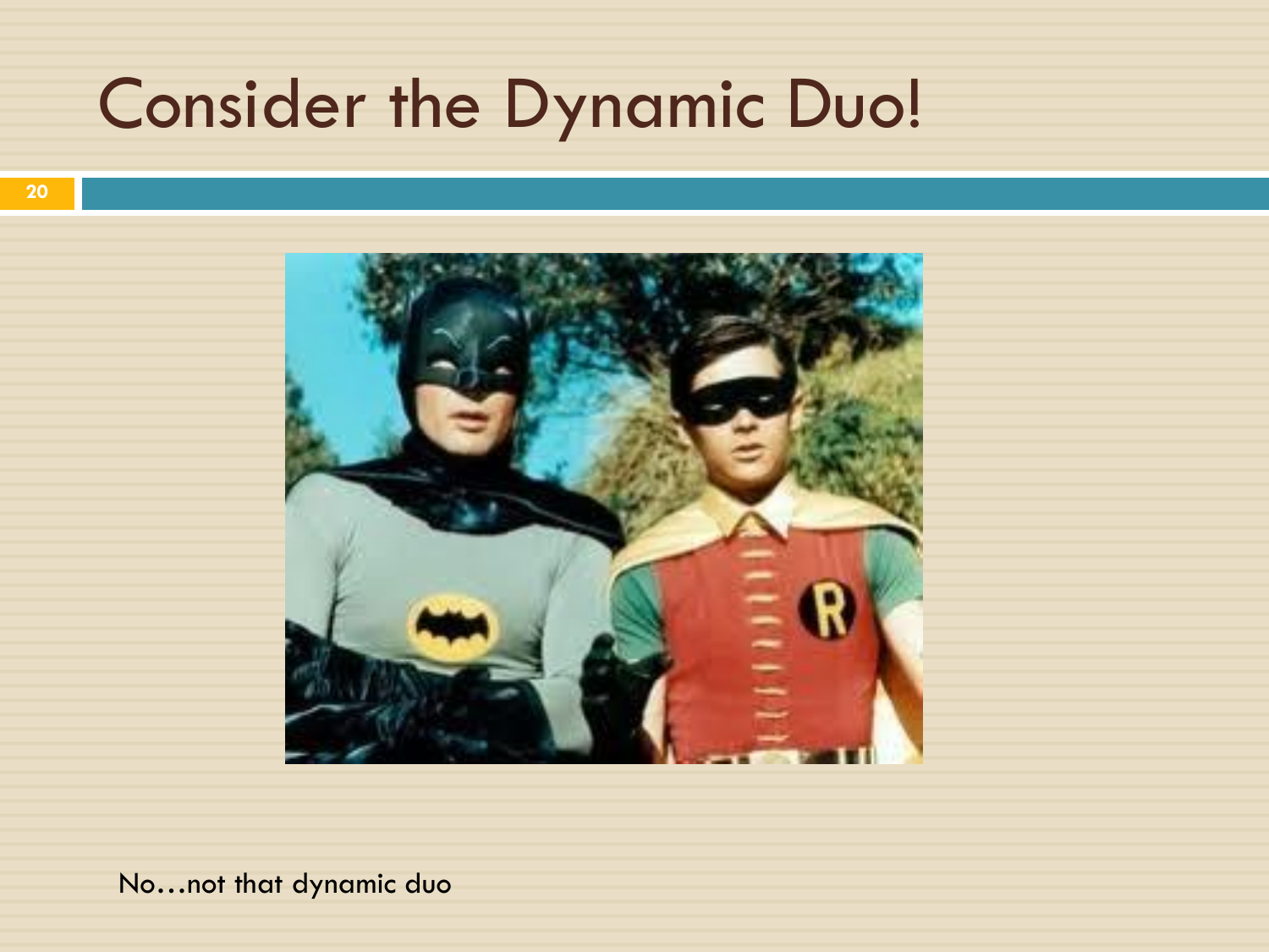# Consider the Dynamic Duo!

No…not that dynamic duo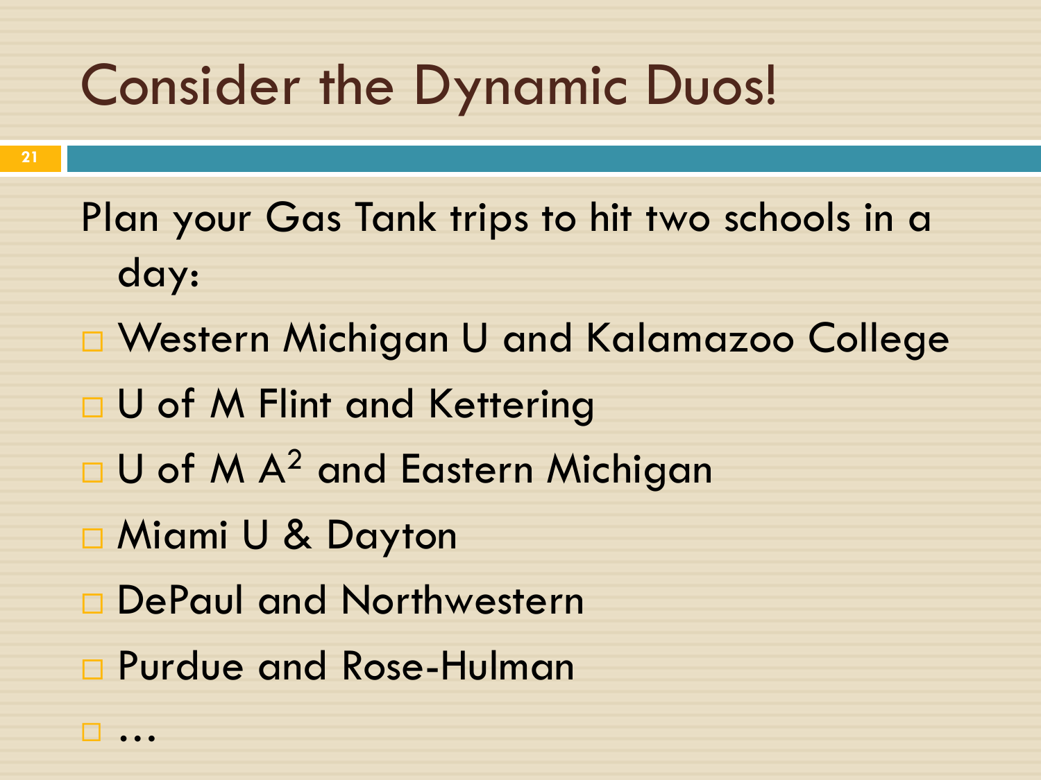# Consider the Dynamic Duos!

Plan your Gas Tank trips to hit two schools in a day:

- Western Michigan U and Kalamazoo College
- U of M Flint and Kettering
- U of M $A^2$ and Eastern Michigan
- Miami U & Dayton
- DePaul and Northwestern
- Purdue and Rose-Hulman
- …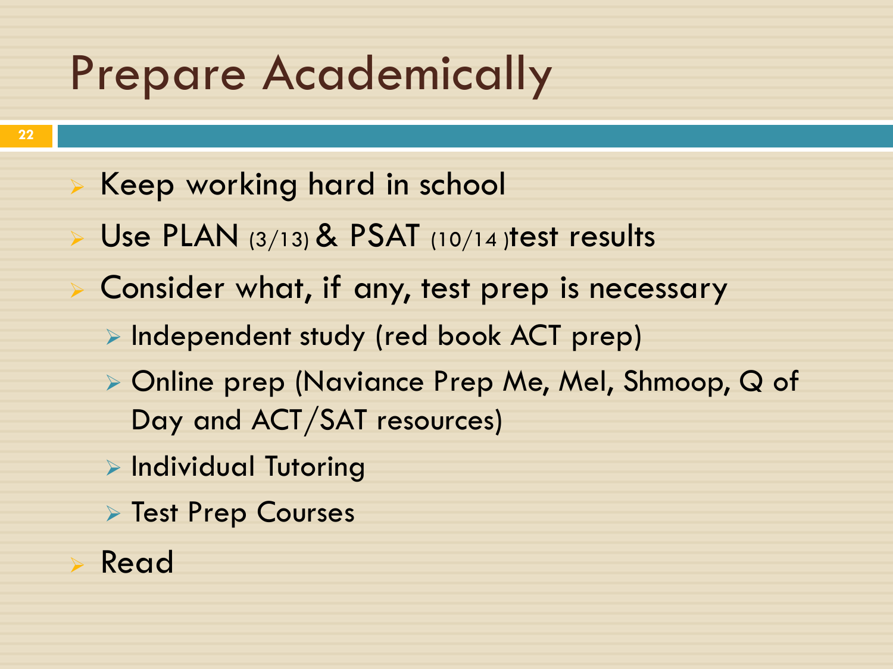# Prepare Academically

- Keep working hard in school
- Use PLAN (3/13) & PSAT (10/14 )test results
- Consider what, if any, test prep is necessary
  - Independent study (red book ACT prep)
  - Online prep (Naviance Prep Me, Mel, Shmoop, Q of Day and ACT/SAT resources)
  - Individual Tutoring
  - Test Prep Courses
- Read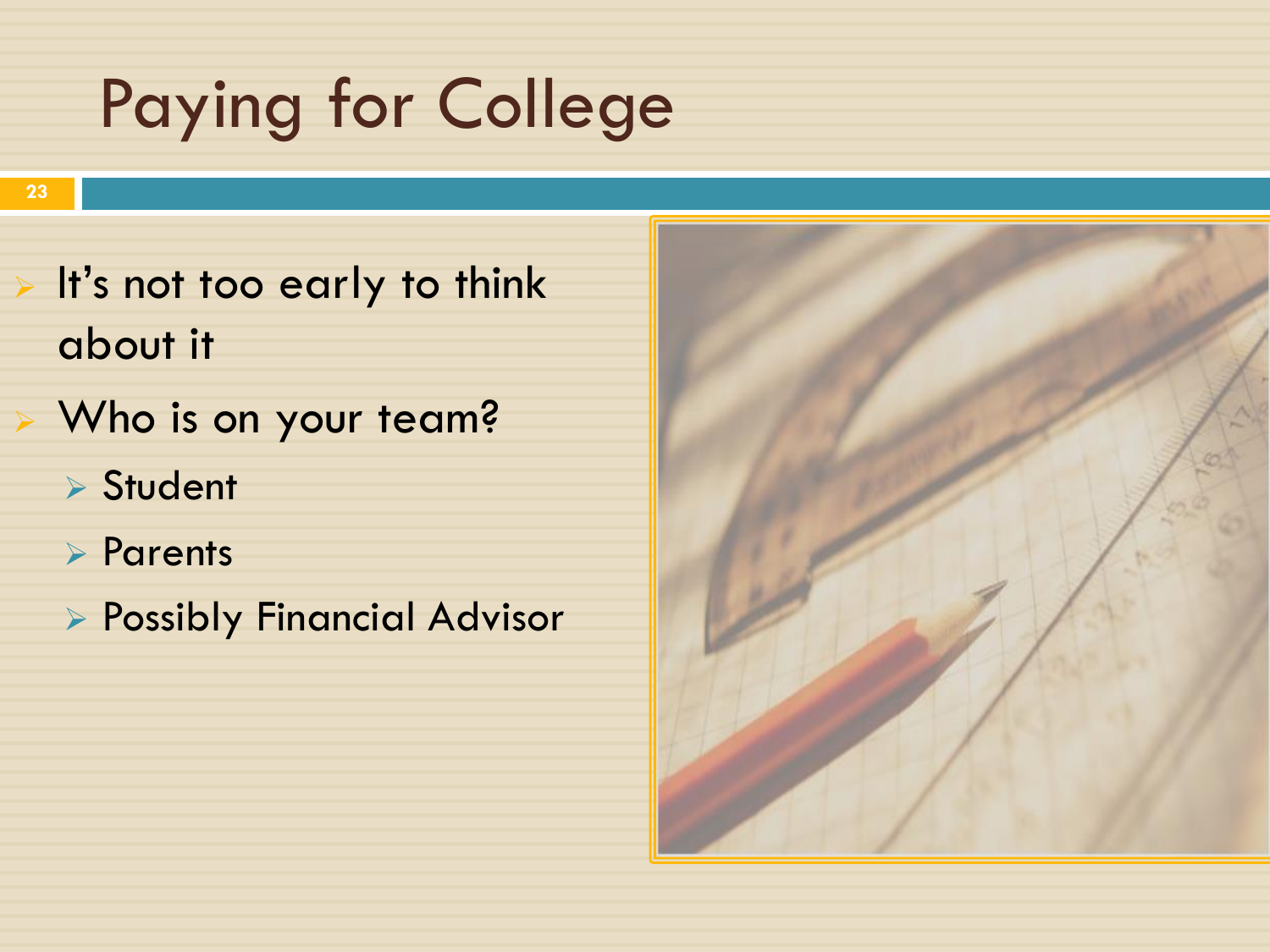# Paying for College

- It's not too early to think about it
- Who is on your team?
  - Student
  - Parents
  - Possibly Financial Advisor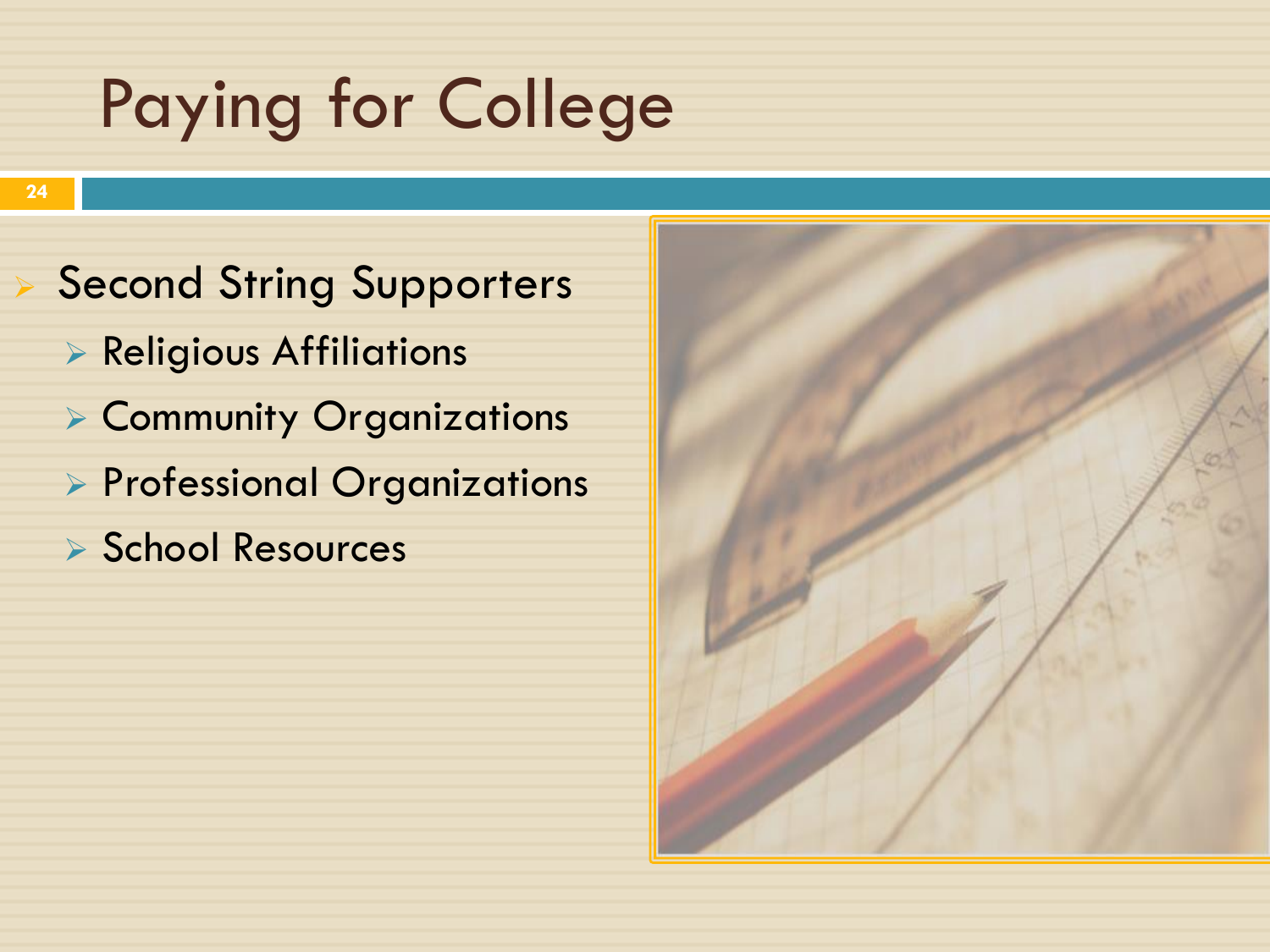# Paying for College

- Second String Supporters
  - Religious Affiliations
  - Community Organizations
  - Professional Organizations
  - School Resources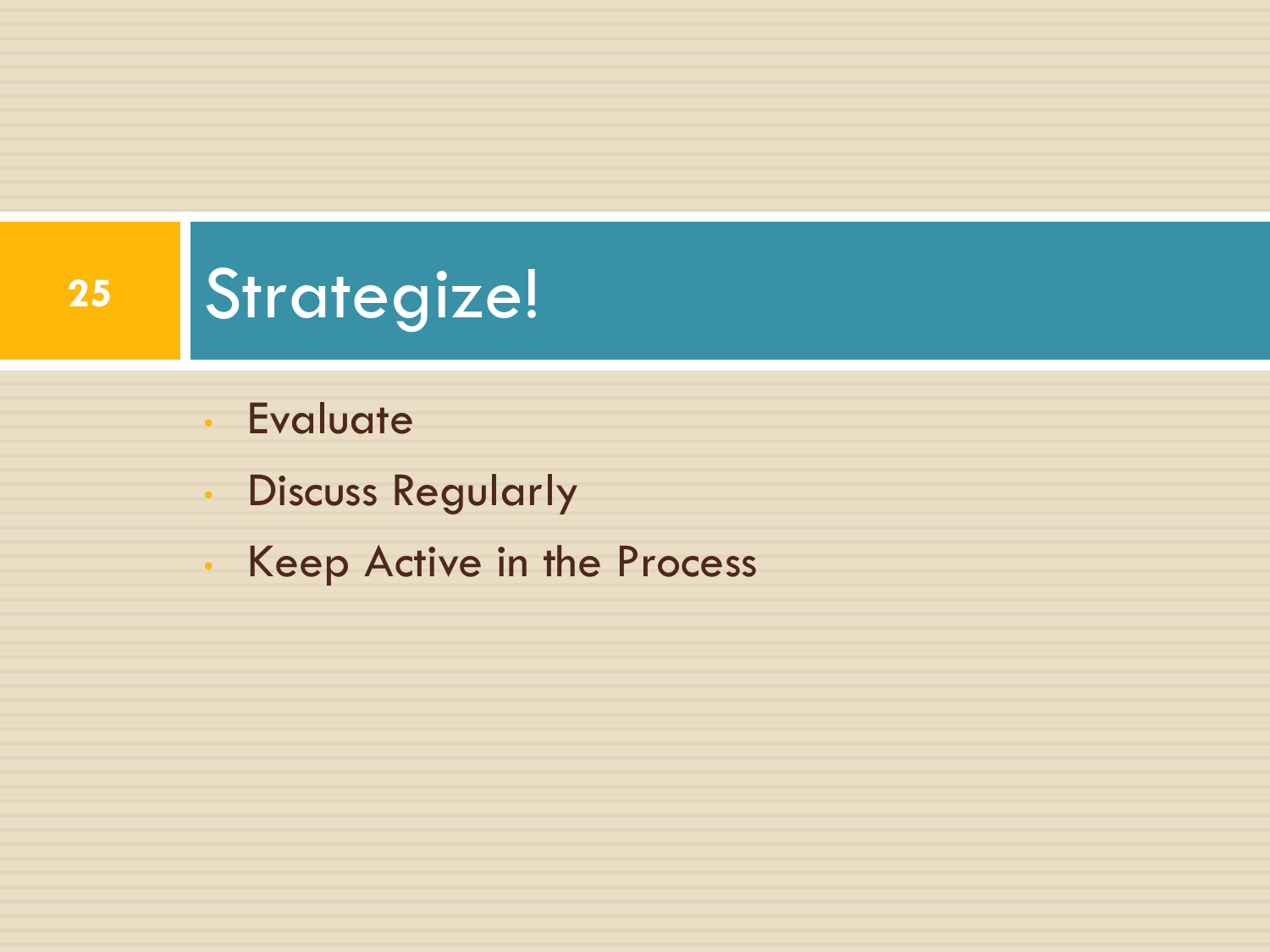# Strategize!

- Evaluate
- Discuss Regularly
- Keep Active in the Process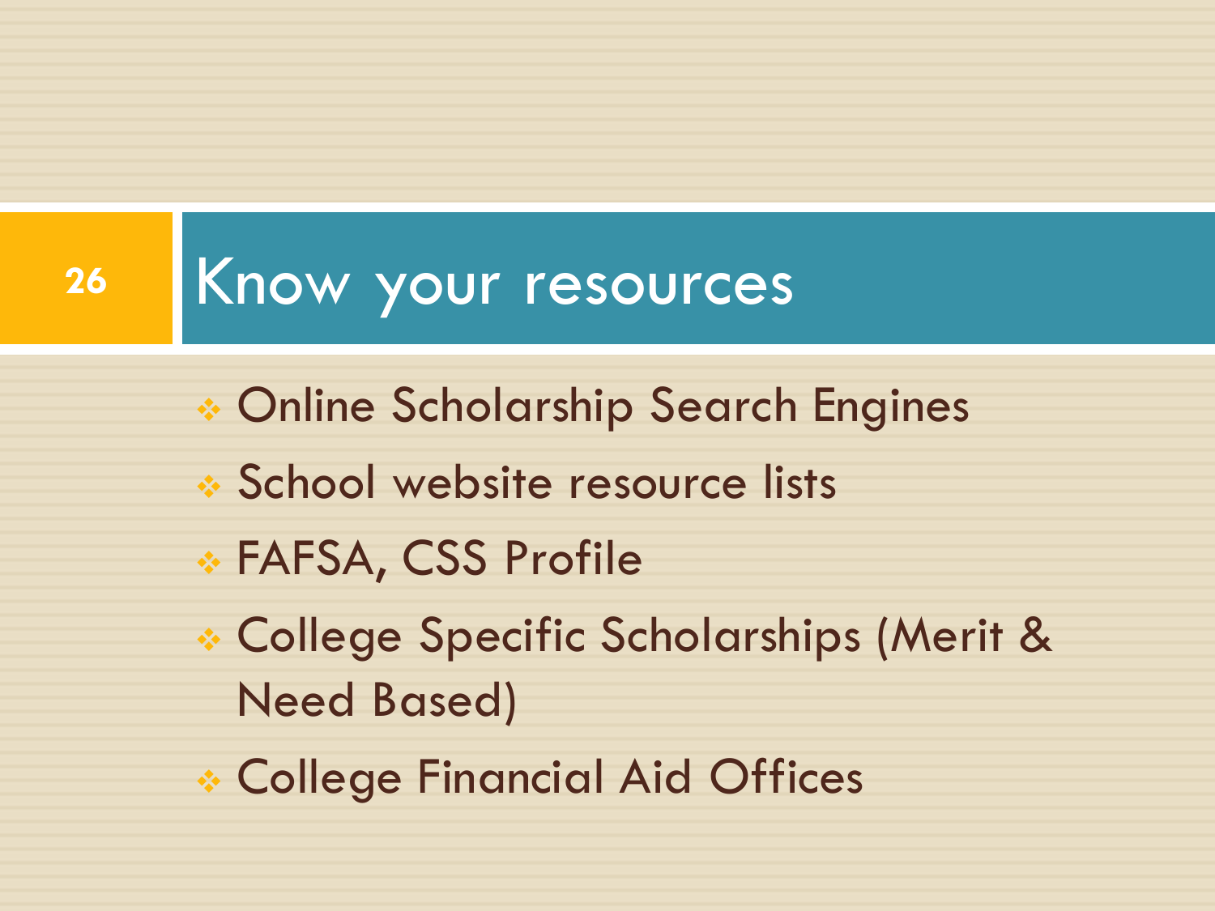# Know your resources

- Online Scholarship Search Engines
- School website resource lists
- FAFSA, CSS Profile
- College Specific Scholarships (Merit & Need Based)
- College Financial Aid Offices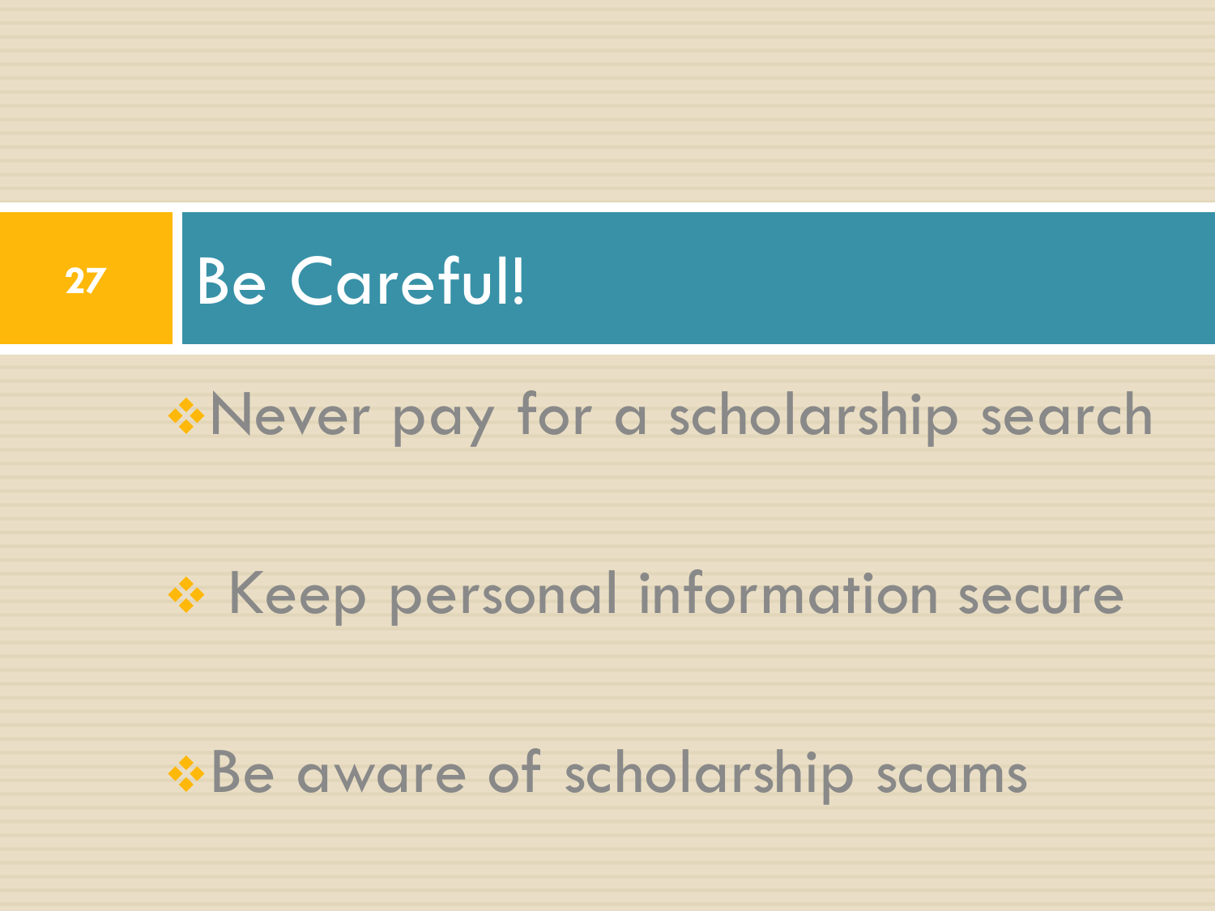# Be Careful!

- Never pay for a scholarship search
- Keep personal information secure
- Be aware of scholarship scams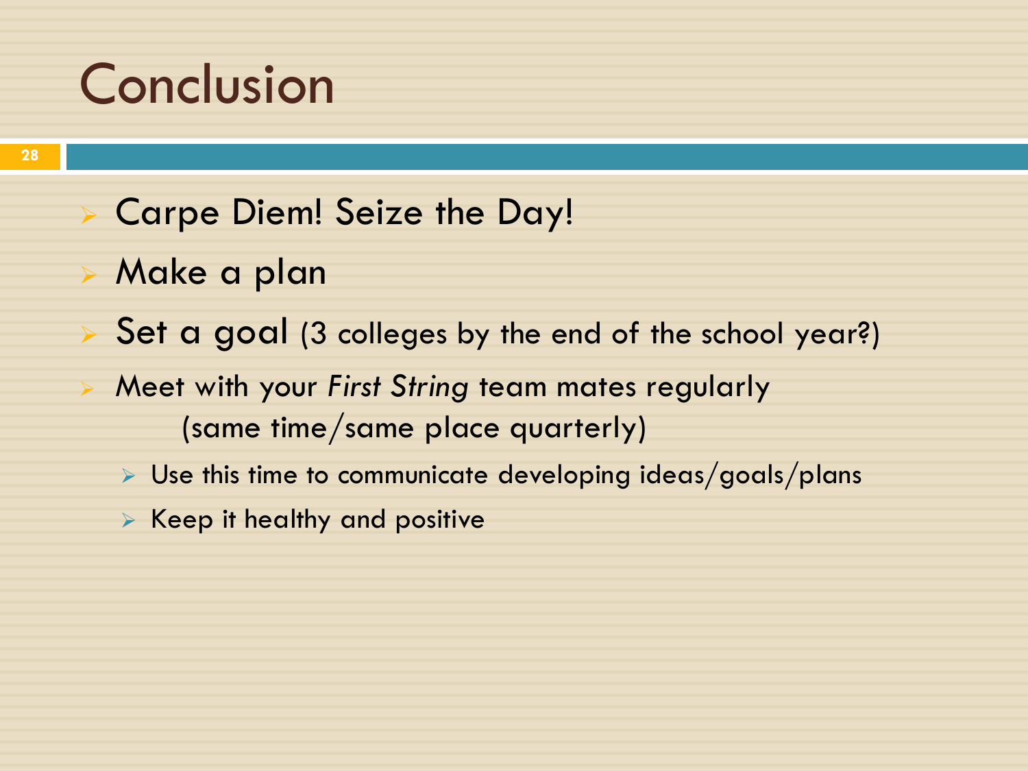# Conclusion

- Carpe Diem! Seize the Day!
- Make a plan
- Set a goal (3 colleges by the end of the school year?)
- Meet with your *First String* team mates regularly (same time/same place quarterly)
  - Use this time to communicate developing ideas/goals/plans
  - Keep it healthy and positive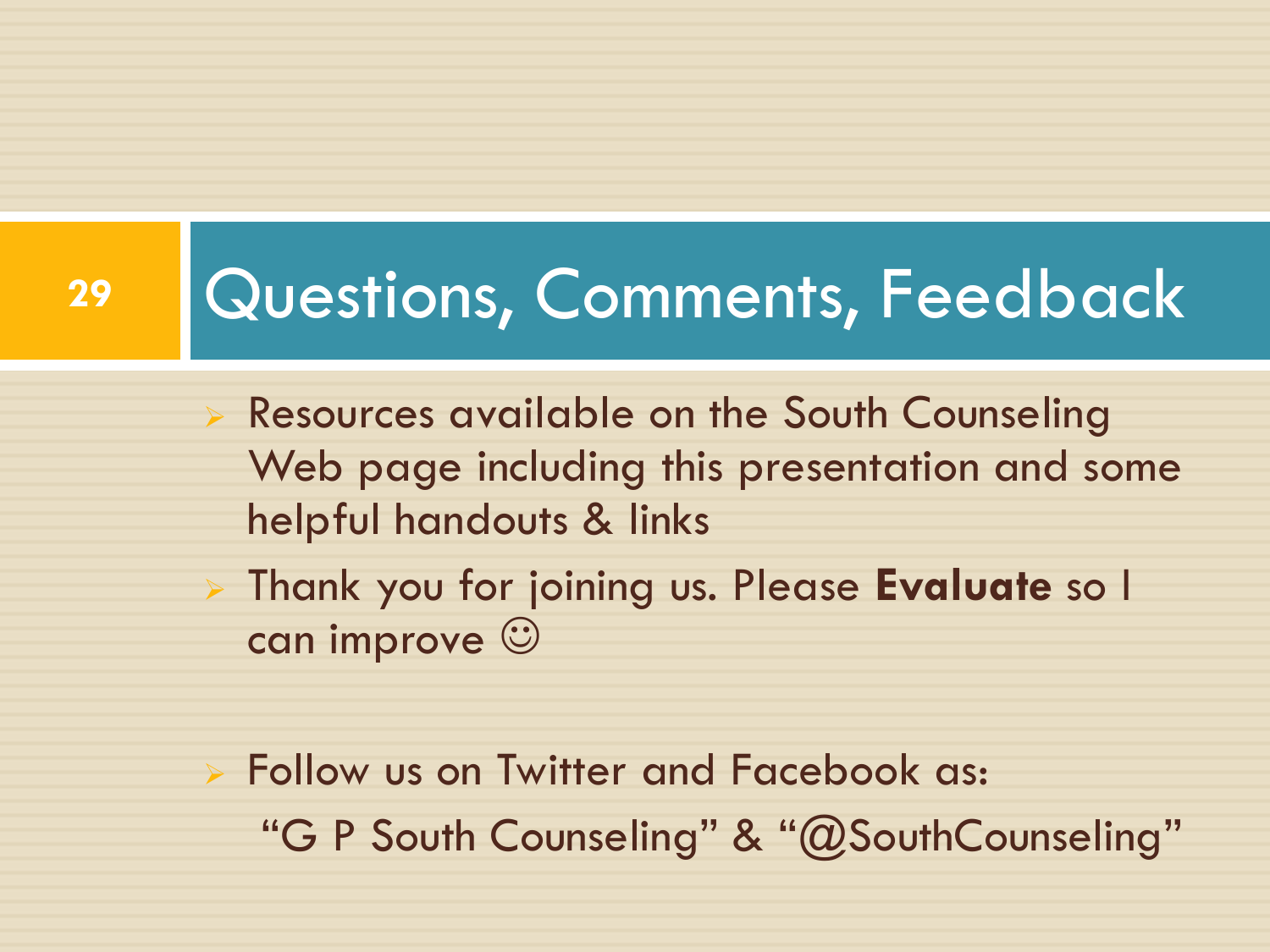# Questions, Comments, Feedback

- Resources available on the South Counseling Web page including this presentation and some helpful handouts & links
- Thank you for joining us. Please **Evaluate** so I can improve ☺
- Follow us on Twitter and Facebook as:
  "G P South Counseling" & "@SouthCounseling"